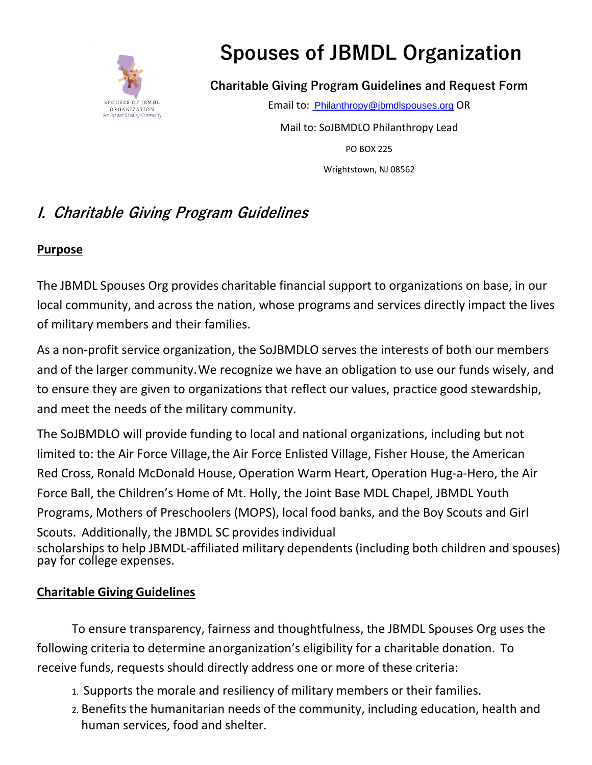# Spouses of JBMDL Organization

**Charitable Giving Program Guidelines and Request Form**

Email to: Philanthropy@jbmdlspouses.org OR

Mail to: SoJBMDLO Philanthropy Lead

PO BOX 225

Wrightstown, NJ 08562

## *I. Charitable Giving Program Guidelines*

**Purpose**

The JBMDL Spouses Org provides charitable financial support to organizations on base, in our local community, and across the nation, whose programs and services directly impact the lives of military members and their families.

As a non-profit service organization, the SoJBMDLO serves the interests of both our members and of the larger community. We recognize we have an obligation to use our funds wisely, and to ensure they are given to organizations that reflect our values, practice good stewardship, and meet the needs of the military community.

The SoJBMDLO will provide funding to local and national organizations, including but not limited to: the Air Force Village, the Air Force Enlisted Village, Fisher House, the American Red Cross, Ronald McDonald House, Operation Warm Heart, Operation Hug-a-Hero, the Air Force Ball, the Children's Home of Mt. Holly, the Joint Base MDL Chapel, JBMDL Youth Programs, Mothers of Preschoolers (MOPS), local food banks, and the Boy Scouts and Girl Scouts. Additionally, the JBMDL SC provides individual scholarships to help JBMDL-affiliated military dependents (including both children and spouses) pay for college expenses.

**Charitable Giving Guidelines**

To ensure transparency, fairness and thoughtfulness, the JBMDL Spouses Org uses the following criteria to determine an organization's eligibility for a charitable donation. To receive funds, requests should directly address one or more of these criteria:

1. Supports the morale and resiliency of military members or their families.
2. Benefits the humanitarian needs of the community, including education, health and human services, food and shelter.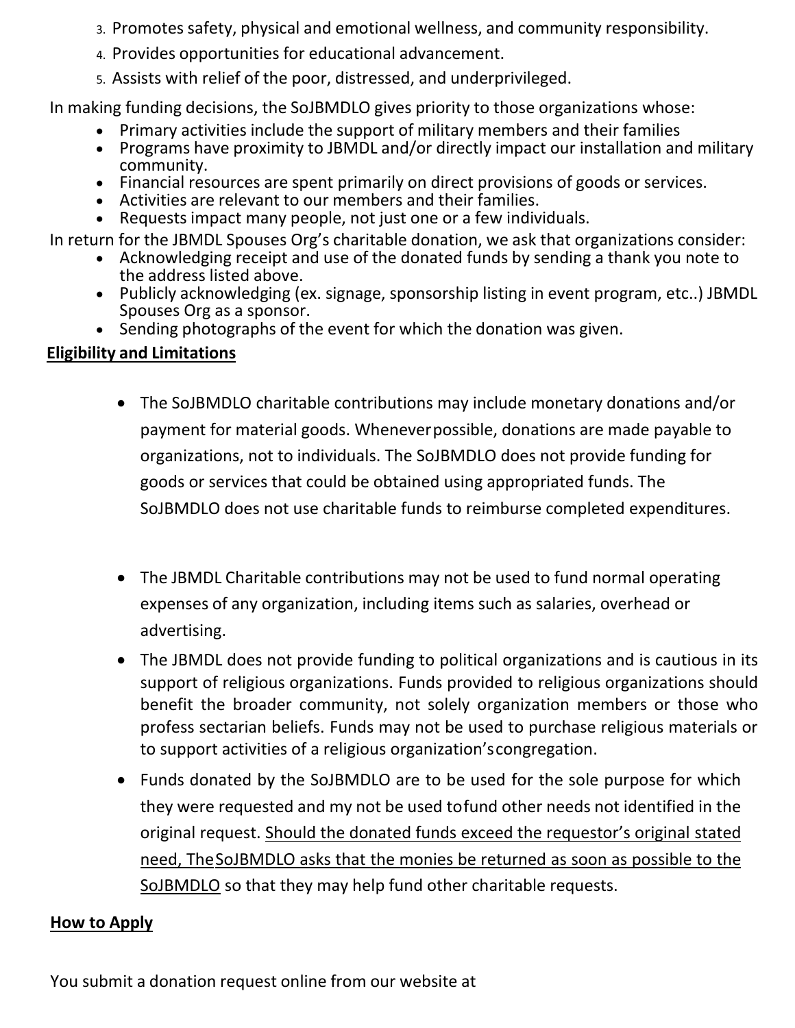3. Promotes safety, physical and emotional wellness, and community responsibility.
4. Provides opportunities for educational advancement.
5. Assists with relief of the poor, distressed, and underprivileged.

In making funding decisions, the SoJBMDLO gives priority to those organizations whose:

- Primary activities include the support of military members and their families
- Programs have proximity to JBMDL and/or directly impact our installation and military community.
- Financial resources are spent primarily on direct provisions of goods or services.
- Activities are relevant to our members and their families.
- Requests impact many people, not just one or a few individuals.

In return for the JBMDL Spouses Org's charitable donation, we ask that organizations consider:

- Acknowledging receipt and use of the donated funds by sending a thank you note to the address listed above.
- Publicly acknowledging (ex. signage, sponsorship listing in event program, etc..) JBMDL Spouses Org as a sponsor.
- Sending photographs of the event for which the donation was given.

## Eligibility and Limitations

- The SoJBMDLO charitable contributions may include monetary donations and/or payment for material goods. Wheneverpossible, donations are made payable to organizations, not to individuals. The SoJBMDLO does not provide funding for goods or services that could be obtained using appropriated funds. The SoJBMDLO does not use charitable funds to reimburse completed expenditures.

- The JBMDL Charitable contributions may not be used to fund normal operating expenses of any organization, including items such as salaries, overhead or advertising.
- The JBMDL does not provide funding to political organizations and is cautious in its support of religious organizations. Funds provided to religious organizations should benefit the broader community, not solely organization members or those who profess sectarian beliefs. Funds may not be used to purchase religious materials or to support activities of a religious organization'scongregation.
- Funds donated by the SoJBMDLO are to be used for the sole purpose for which they were requested and my not be used tofund other needs not identified in the original request. <u>Should the donated funds exceed the requestor's original stated need, TheSoJBMDLO asks that the monies be returned as soon as possible to the SoJBMDLO</u> so that they may help fund other charitable requests.

## How to Apply

You submit a donation request online from our website at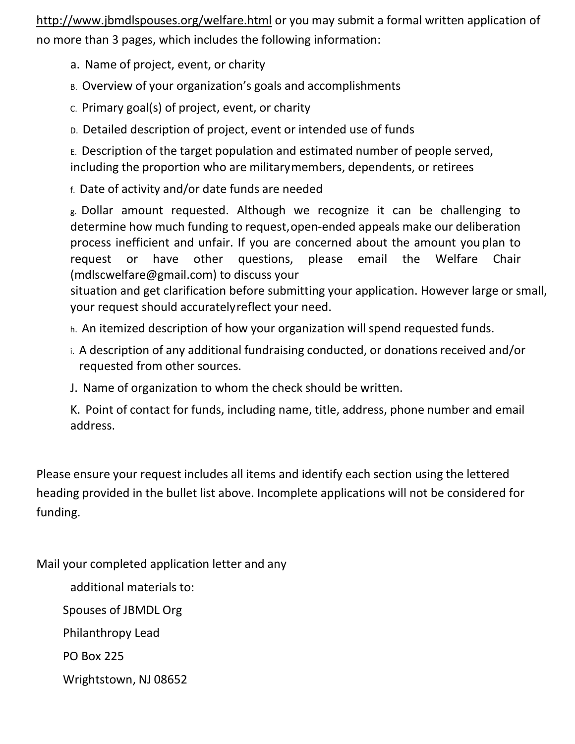http://www.jbmdlspouses.org/welfare.html or you may submit a formal written application of no more than 3 pages, which includes the following information:

a. Name of project, event, or charity

B. Overview of your organization's goals and accomplishments

C. Primary goal(s) of project, event, or charity

D. Detailed description of project, event or intended use of funds

E. Description of the target population and estimated number of people served, including the proportion who are military members, dependents, or retirees

f. Date of activity and/or date funds are needed

g. Dollar amount requested. Although we recognize it can be challenging to determine how much funding to request, open-ended appeals make our deliberation process inefficient and unfair. If you are concerned about the amount you plan to request or have other questions, please email the Welfare Chair (mdlscwelfare@gmail.com) to discuss your situation and get clarification before submitting your application. However large or small, your request should accurately reflect your need.

h. An itemized description of how your organization will spend requested funds.

i. A description of any additional fundraising conducted, or donations received and/or requested from other sources.

J. Name of organization to whom the check should be written.

K. Point of contact for funds, including name, title, address, phone number and email address.

Please ensure your request includes all items and identify each section using the lettered heading provided in the bullet list above. Incomplete applications will not be considered for funding.

Mail your completed application letter and any additional materials to:

Spouses of JBMDL Org
Philanthropy Lead
PO Box 225
Wrightstown, NJ 08652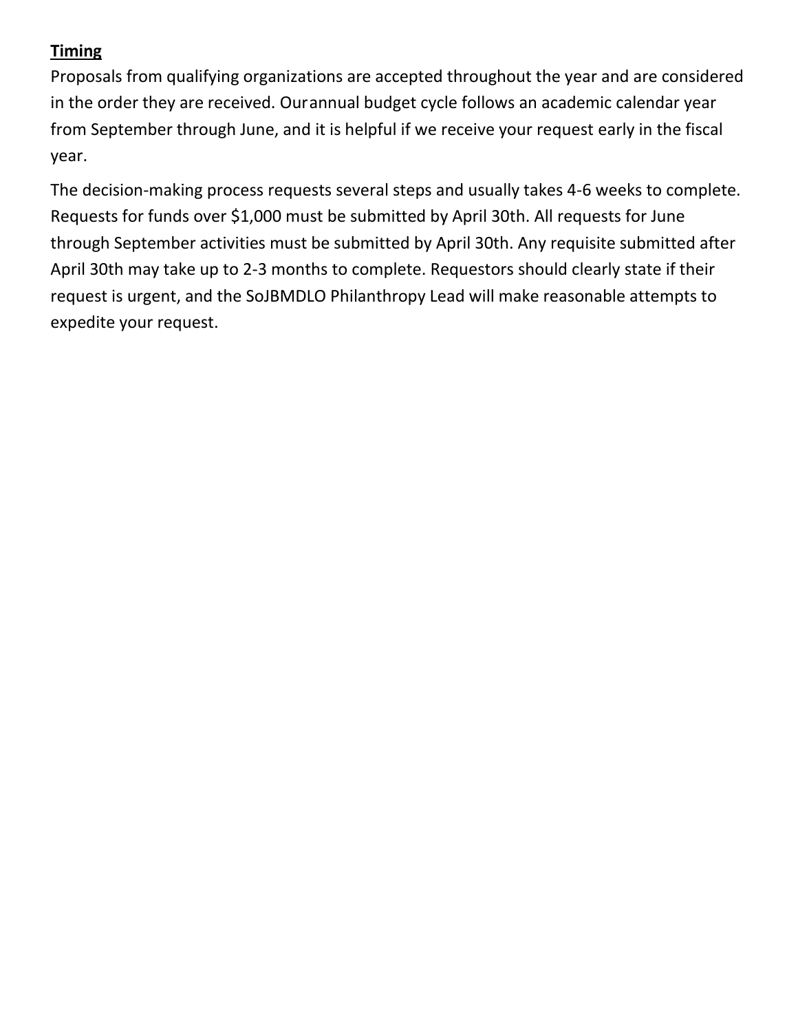**Timing**

Proposals from qualifying organizations are accepted throughout the year and are considered in the order they are received. Ourannual budget cycle follows an academic calendar year from September through June, and it is helpful if we receive your request early in the fiscal year.

The decision-making process requests several steps and usually takes 4-6 weeks to complete. Requests for funds over $1,000 must be submitted by April 30th. All requests for June through September activities must be submitted by April 30th. Any requisite submitted after April 30th may take up to 2-3 months to complete. Requestors should clearly state if their request is urgent, and the SoJBMDLO Philanthropy Lead will make reasonable attempts to expedite your request.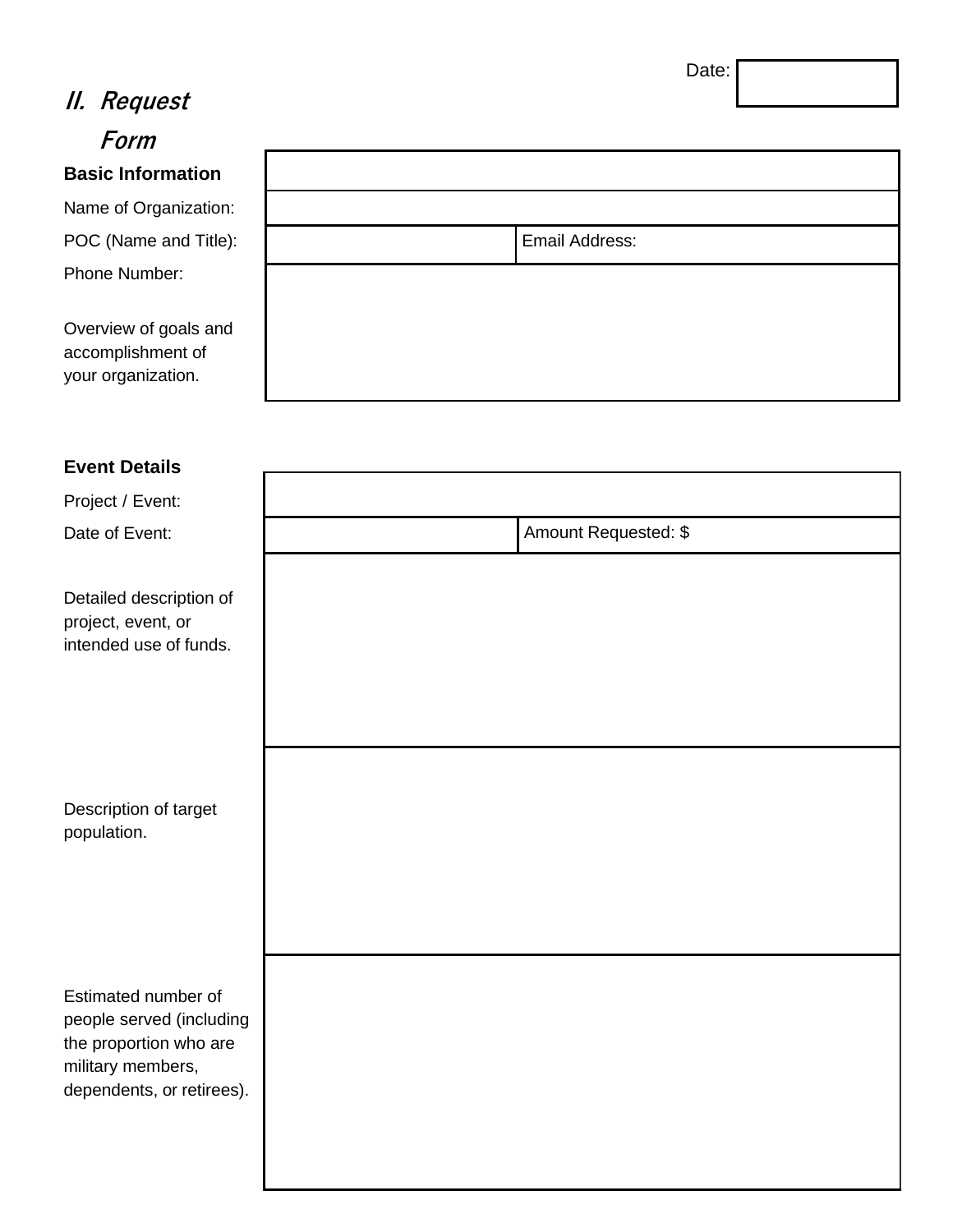Date:

## II. Request Form

**Basic Information**

| | |
|---|---|
| Name of Organization: | |
| POC (Name and Title): | Email Address: |
| Phone Number: | |
| Overview of goals and accomplishment of your organization. | |

**Event Details**

| | |
|---|---|
| Project / Event: | |
| Date of Event: | Amount Requested: $ |
| Detailed description of project, event, or intended use of funds. | |
| Description of target population. | |
| Estimated number of people served (including the proportion who are military members, dependents, or retirees). | |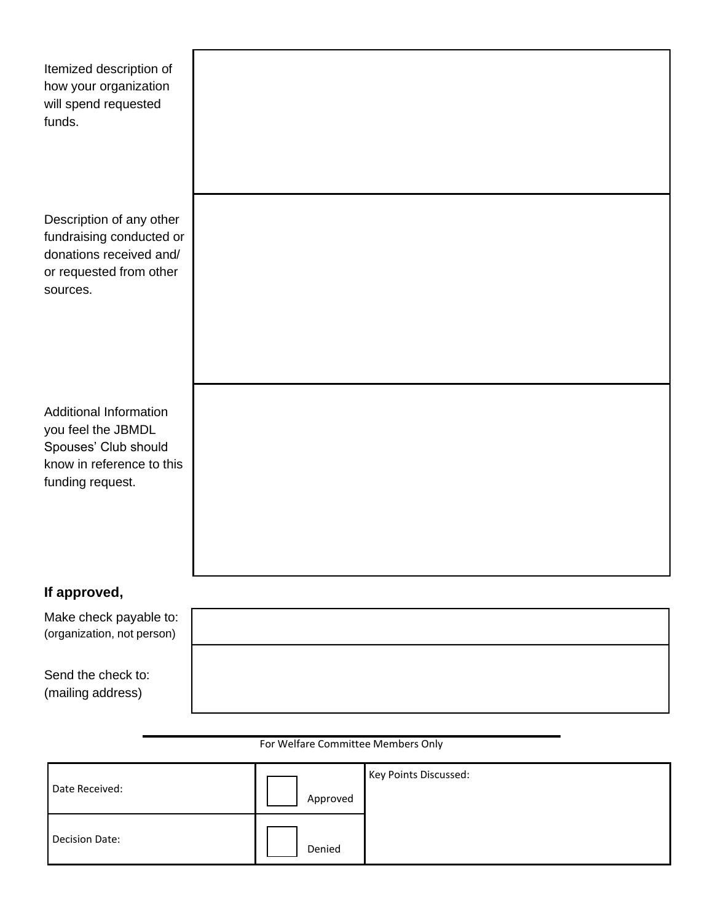| | |
|---|---|
| Itemized description of how your organization will spend requested funds. | |
| Description of any other fundraising conducted or donations received and/ or requested from other sources. | |
| Additional Information you feel the JBMDL Spouses' Club should know in reference to this funding request. | |

**If approved,**

| | |
|---|---|
| Make check payable to: (organization, not person) | |
| Send the check to: (mailing address) | |

For Welfare Committee Members Only

| | | |
|---|---|---|
| Date Received: | ☐ Approved | Key Points Discussed: |
| Decision Date: | ☐ Denied | |